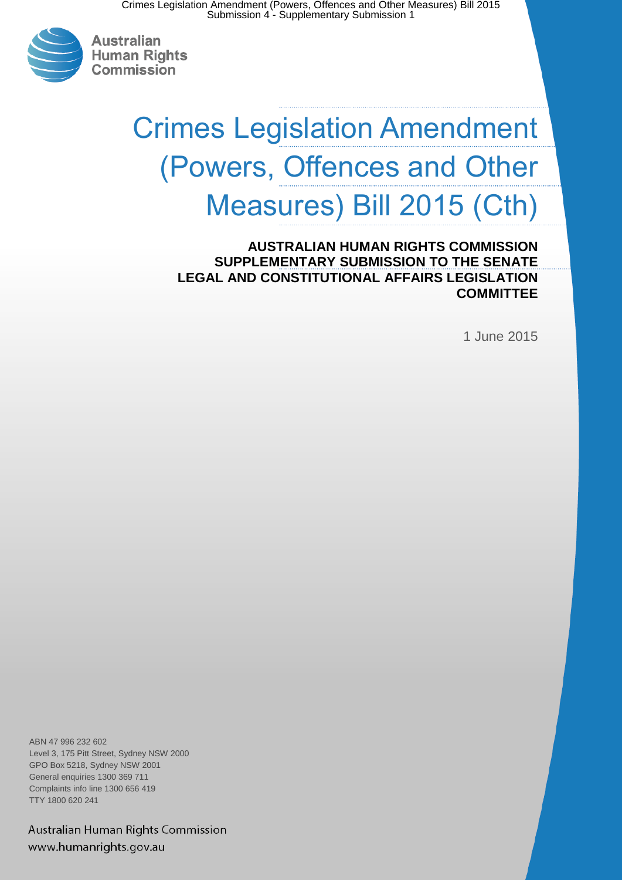Australian Human Rights Commission

# Crimes Legislation Amendment (Powers, Offences and Other Measures) Bill 2015 (Cth)

**AUSTRALIAN HUMAN RIGHTS COMMISSION SUPPLEMENTARY SUBMISSION TO THE SENATE LEGAL AND CONSTITUTIONAL AFFAIRS LEGISLATION COMMITTEE**

1 June 2015

ABN 47 996 232 602
Level 3, 175 Pitt Street, Sydney NSW 2000
GPO Box 5218, Sydney NSW 2001
General enquiries 1300 369 711
Complaints info line 1300 656 419
TTY 1800 620 241

Australian Human Rights Commission
www.humanrights.gov.au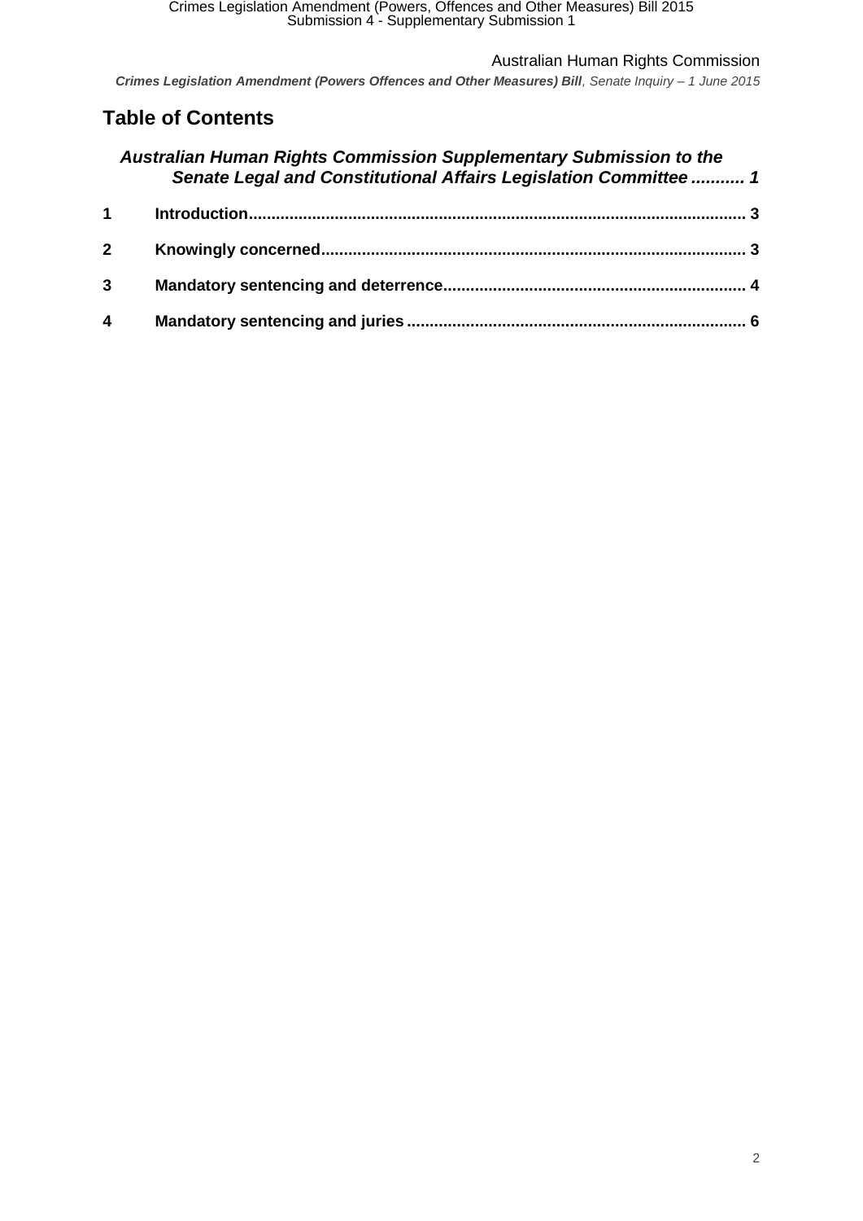# Table of Contents

*Australian Human Rights Commission Supplementary Submission to the Senate Legal and Constitutional Affairs Legislation Committee* ........... *1*

**1 Introduction** ........................................................................................................ **3**

**2 Knowingly concerned** ........................................................................................ **3**

**3 Mandatory sentencing and deterrence** .......................................................... **4**

**4 Mandatory sentencing and juries** .................................................................... **6**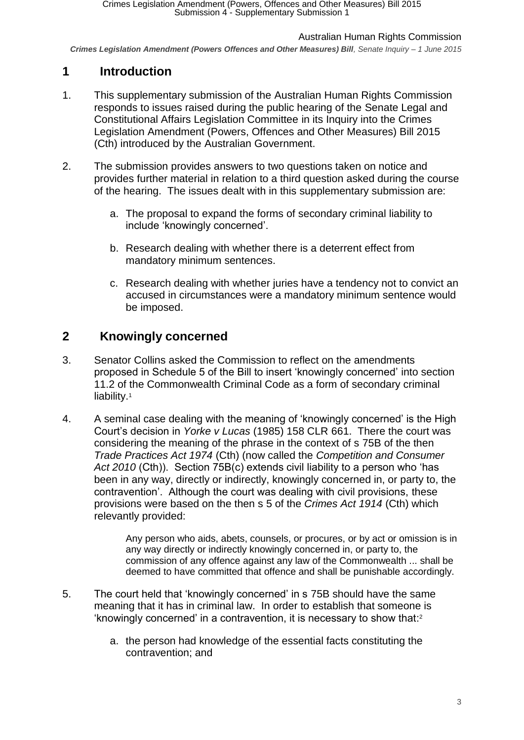## 1 Introduction

1. This supplementary submission of the Australian Human Rights Commission responds to issues raised during the public hearing of the Senate Legal and Constitutional Affairs Legislation Committee in its Inquiry into the Crimes Legislation Amendment (Powers, Offences and Other Measures) Bill 2015 (Cth) introduced by the Australian Government.

2. The submission provides answers to two questions taken on notice and provides further material in relation to a third question asked during the course of the hearing. The issues dealt with in this supplementary submission are:

   a. The proposal to expand the forms of secondary criminal liability to include 'knowingly concerned'.

   b. Research dealing with whether there is a deterrent effect from mandatory minimum sentences.

   c. Research dealing with whether juries have a tendency not to convict an accused in circumstances were a mandatory minimum sentence would be imposed.

## 2 Knowingly concerned

3. Senator Collins asked the Commission to reflect on the amendments proposed in Schedule 5 of the Bill to insert 'knowingly concerned' into section 11.2 of the Commonwealth Criminal Code as a form of secondary criminal liability.[1]

4. A seminal case dealing with the meaning of 'knowingly concerned' is the High Court's decision in *Yorke v Lucas* (1985) 158 CLR 661. There the court was considering the meaning of the phrase in the context of s 75B of the then *Trade Practices Act 1974* (Cth) (now called the *Competition and Consumer Act 2010* (Cth)). Section 75B(c) extends civil liability to a person who 'has been in any way, directly or indirectly, knowingly concerned in, or party to, the contravention'. Although the court was dealing with civil provisions, these provisions were based on the then s 5 of the *Crimes Act 1914* (Cth) which relevantly provided:

   > Any person who aids, abets, counsels, or procures, or by act or omission is in any way directly or indirectly knowingly concerned in, or party to, the commission of any offence against any law of the Commonwealth ... shall be deemed to have committed that offence and shall be punishable accordingly.

5. The court held that 'knowingly concerned' in s 75B should have the same meaning that it has in criminal law. In order to establish that someone is 'knowingly concerned' in a contravention, it is necessary to show that:[2]

   a. the person had knowledge of the essential facts constituting the contravention; and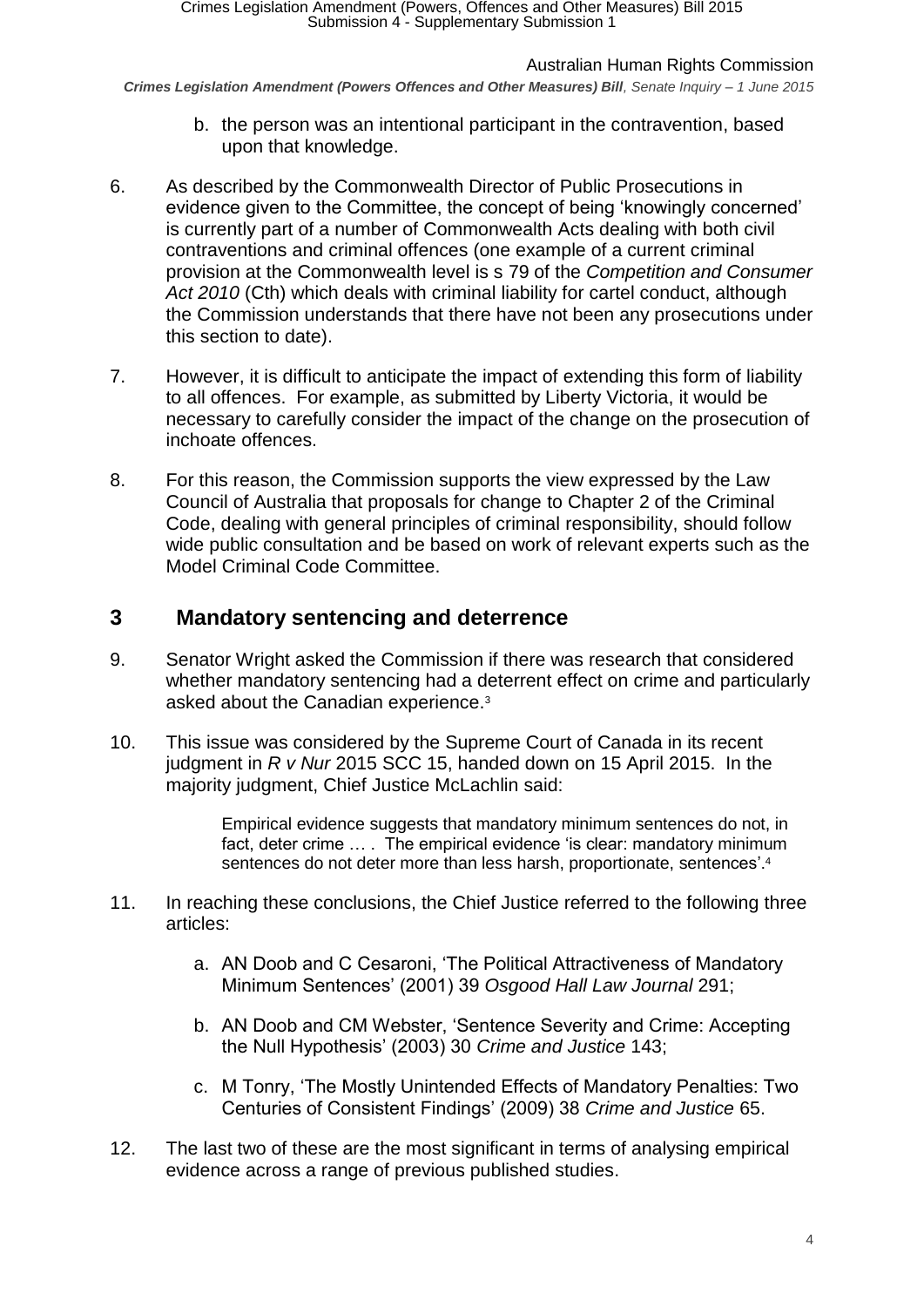b. the person was an intentional participant in the contravention, based upon that knowledge.

6. As described by the Commonwealth Director of Public Prosecutions in evidence given to the Committee, the concept of being 'knowingly concerned' is currently part of a number of Commonwealth Acts dealing with both civil contraventions and criminal offences (one example of a current criminal provision at the Commonwealth level is s 79 of the *Competition and Consumer Act 2010* (Cth) which deals with criminal liability for cartel conduct, although the Commission understands that there have not been any prosecutions under this section to date).

7. However, it is difficult to anticipate the impact of extending this form of liability to all offences. For example, as submitted by Liberty Victoria, it would be necessary to carefully consider the impact of the change on the prosecution of inchoate offences.

8. For this reason, the Commission supports the view expressed by the Law Council of Australia that proposals for change to Chapter 2 of the Criminal Code, dealing with general principles of criminal responsibility, should follow wide public consultation and be based on work of relevant experts such as the Model Criminal Code Committee.

## 3 Mandatory sentencing and deterrence

9. Senator Wright asked the Commission if there was research that considered whether mandatory sentencing had a deterrent effect on crime and particularly asked about the Canadian experience.[3]

10. This issue was considered by the Supreme Court of Canada in its recent judgment in *R v Nur* 2015 SCC 15, handed down on 15 April 2015. In the majority judgment, Chief Justice McLachlin said:

> Empirical evidence suggests that mandatory minimum sentences do not, in fact, deter crime … . The empirical evidence 'is clear: mandatory minimum sentences do not deter more than less harsh, proportionate, sentences'.[4]

11. In reaching these conclusions, the Chief Justice referred to the following three articles:

    a. AN Doob and C Cesaroni, 'The Political Attractiveness of Mandatory Minimum Sentences' (2001) 39 *Osgood Hall Law Journal* 291;

    b. AN Doob and CM Webster, 'Sentence Severity and Crime: Accepting the Null Hypothesis' (2003) 30 *Crime and Justice* 143;

    c. M Tonry, 'The Mostly Unintended Effects of Mandatory Penalties: Two Centuries of Consistent Findings' (2009) 38 *Crime and Justice* 65.

12. The last two of these are the most significant in terms of analysing empirical evidence across a range of previous published studies.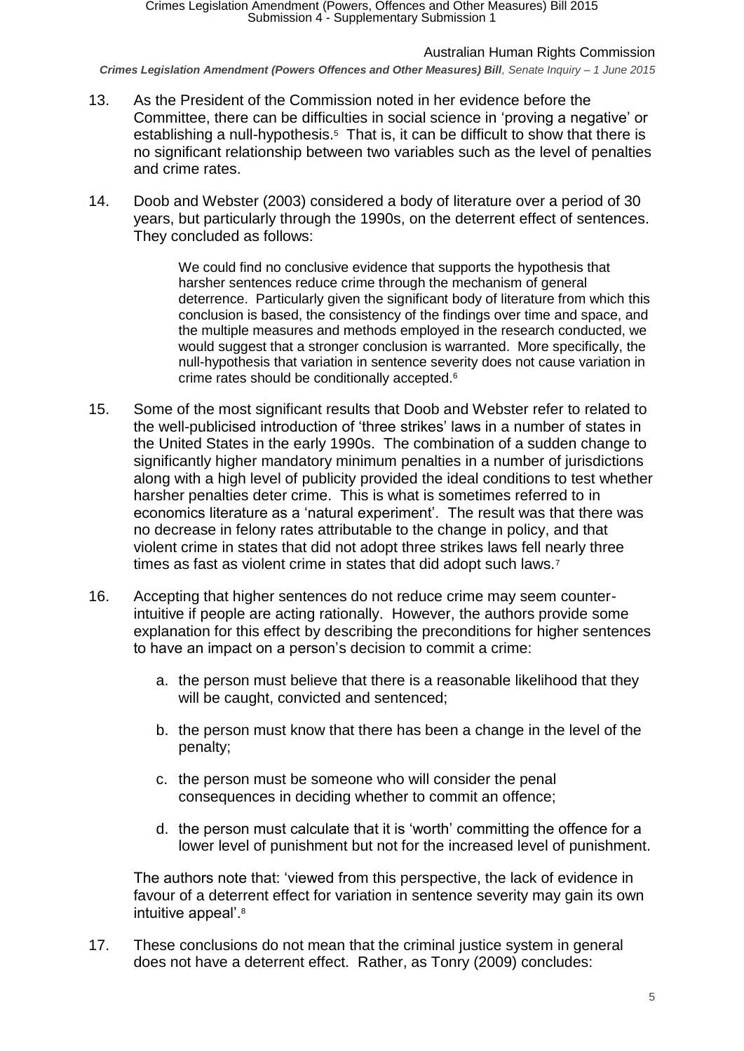13. As the President of the Commission noted in her evidence before the Committee, there can be difficulties in social science in 'proving a negative' or establishing a null-hypothesis.[5] That is, it can be difficult to show that there is no significant relationship between two variables such as the level of penalties and crime rates.

14. Doob and Webster (2003) considered a body of literature over a period of 30 years, but particularly through the 1990s, on the deterrent effect of sentences. They concluded as follows:

> We could find no conclusive evidence that supports the hypothesis that harsher sentences reduce crime through the mechanism of general deterrence. Particularly given the significant body of literature from which this conclusion is based, the consistency of the findings over time and space, and the multiple measures and methods employed in the research conducted, we would suggest that a stronger conclusion is warranted. More specifically, the null-hypothesis that variation in sentence severity does not cause variation in crime rates should be conditionally accepted.[6]

15. Some of the most significant results that Doob and Webster refer to related to the well-publicised introduction of 'three strikes' laws in a number of states in the United States in the early 1990s. The combination of a sudden change to significantly higher mandatory minimum penalties in a number of jurisdictions along with a high level of publicity provided the ideal conditions to test whether harsher penalties deter crime. This is what is sometimes referred to in economics literature as a 'natural experiment'. The result was that there was no decrease in felony rates attributable to the change in policy, and that violent crime in states that did not adopt three strikes laws fell nearly three times as fast as violent crime in states that did adopt such laws.[7]

16. Accepting that higher sentences do not reduce crime may seem counter-intuitive if people are acting rationally. However, the authors provide some explanation for this effect by describing the preconditions for higher sentences to have an impact on a person's decision to commit a crime:

    a. the person must believe that there is a reasonable likelihood that they will be caught, convicted and sentenced;

    b. the person must know that there has been a change in the level of the penalty;

    c. the person must be someone who will consider the penal consequences in deciding whether to commit an offence;

    d. the person must calculate that it is 'worth' committing the offence for a lower level of punishment but not for the increased level of punishment.

    The authors note that: 'viewed from this perspective, the lack of evidence in favour of a deterrent effect for variation in sentence severity may gain its own intuitive appeal'.[8]

17. These conclusions do not mean that the criminal justice system in general does not have a deterrent effect. Rather, as Tonry (2009) concludes: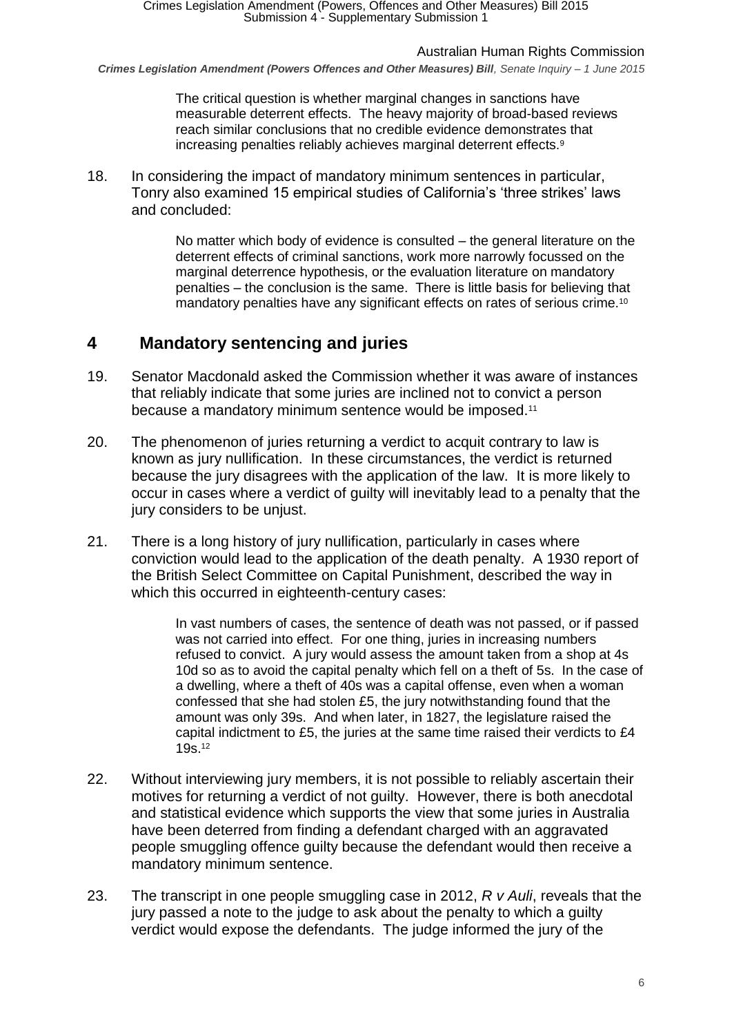> The critical question is whether marginal changes in sanctions have measurable deterrent effects. The heavy majority of broad-based reviews reach similar conclusions that no credible evidence demonstrates that increasing penalties reliably achieves marginal deterrent effects.[9]

18. In considering the impact of mandatory minimum sentences in particular, Tonry also examined 15 empirical studies of California's 'three strikes' laws and concluded:

> No matter which body of evidence is consulted – the general literature on the deterrent effects of criminal sanctions, work more narrowly focussed on the marginal deterrence hypothesis, or the evaluation literature on mandatory penalties – the conclusion is the same. There is little basis for believing that mandatory penalties have any significant effects on rates of serious crime.[10]

## 4 Mandatory sentencing and juries

19. Senator Macdonald asked the Commission whether it was aware of instances that reliably indicate that some juries are inclined not to convict a person because a mandatory minimum sentence would be imposed.[11]

20. The phenomenon of juries returning a verdict to acquit contrary to law is known as jury nullification. In these circumstances, the verdict is returned because the jury disagrees with the application of the law. It is more likely to occur in cases where a verdict of guilty will inevitably lead to a penalty that the jury considers to be unjust.

21. There is a long history of jury nullification, particularly in cases where conviction would lead to the application of the death penalty. A 1930 report of the British Select Committee on Capital Punishment, described the way in which this occurred in eighteenth-century cases:

> In vast numbers of cases, the sentence of death was not passed, or if passed was not carried into effect. For one thing, juries in increasing numbers refused to convict. A jury would assess the amount taken from a shop at 4s 10d so as to avoid the capital penalty which fell on a theft of 5s. In the case of a dwelling, where a theft of 40s was a capital offense, even when a woman confessed that she had stolen £5, the jury notwithstanding found that the amount was only 39s. And when later, in 1827, the legislature raised the capital indictment to £5, the juries at the same time raised their verdicts to £4 19s.[12]

22. Without interviewing jury members, it is not possible to reliably ascertain their motives for returning a verdict of not guilty. However, there is both anecdotal and statistical evidence which supports the view that some juries in Australia have been deterred from finding a defendant charged with an aggravated people smuggling offence guilty because the defendant would then receive a mandatory minimum sentence.

23. The transcript in one people smuggling case in 2012, *R v Auli*, reveals that the jury passed a note to the judge to ask about the penalty to which a guilty verdict would expose the defendants. The judge informed the jury of the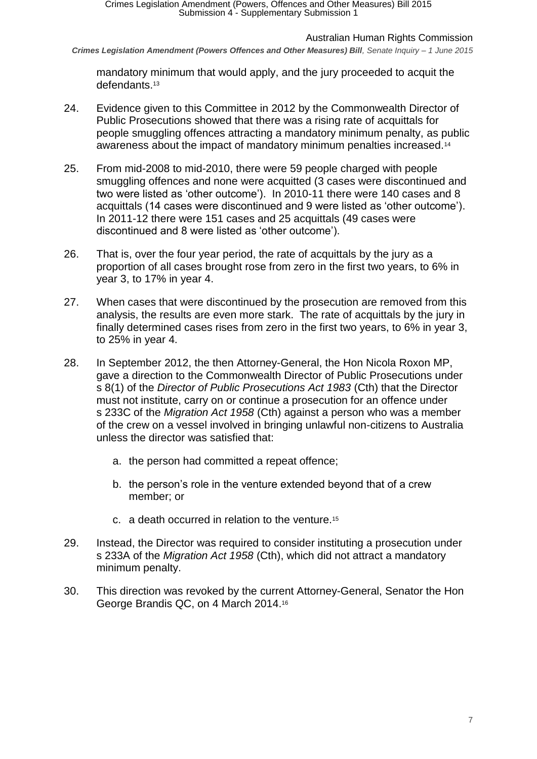mandatory minimum that would apply, and the jury proceeded to acquit the defendants.[13]

24. Evidence given to this Committee in 2012 by the Commonwealth Director of Public Prosecutions showed that there was a rising rate of acquittals for people smuggling offences attracting a mandatory minimum penalty, as public awareness about the impact of mandatory minimum penalties increased.[14]

25. From mid-2008 to mid-2010, there were 59 people charged with people smuggling offences and none were acquitted (3 cases were discontinued and two were listed as 'other outcome'). In 2010-11 there were 140 cases and 8 acquittals (14 cases were discontinued and 9 were listed as 'other outcome'). In 2011-12 there were 151 cases and 25 acquittals (49 cases were discontinued and 8 were listed as 'other outcome').

26. That is, over the four year period, the rate of acquittals by the jury as a proportion of all cases brought rose from zero in the first two years, to 6% in year 3, to 17% in year 4.

27. When cases that were discontinued by the prosecution are removed from this analysis, the results are even more stark. The rate of acquittals by the jury in finally determined cases rises from zero in the first two years, to 6% in year 3, to 25% in year 4.

28. In September 2012, the then Attorney-General, the Hon Nicola Roxon MP, gave a direction to the Commonwealth Director of Public Prosecutions under s 8(1) of the *Director of Public Prosecutions Act 1983* (Cth) that the Director must not institute, carry on or continue a prosecution for an offence under s 233C of the *Migration Act 1958* (Cth) against a person who was a member of the crew on a vessel involved in bringing unlawful non-citizens to Australia unless the director was satisfied that:

    a. the person had committed a repeat offence;

    b. the person's role in the venture extended beyond that of a crew member; or

    c. a death occurred in relation to the venture.[15]

29. Instead, the Director was required to consider instituting a prosecution under s 233A of the *Migration Act 1958* (Cth), which did not attract a mandatory minimum penalty.

30. This direction was revoked by the current Attorney-General, Senator the Hon George Brandis QC, on 4 March 2014.[16]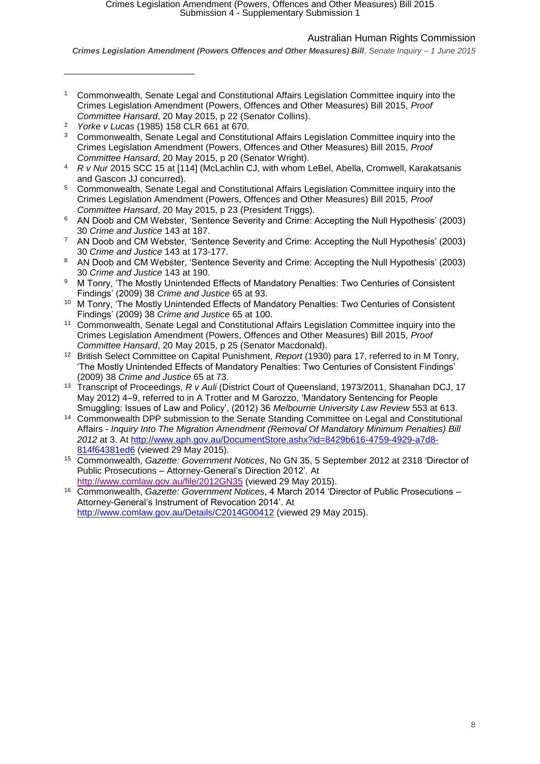[1] Commonwealth, Senate Legal and Constitutional Affairs Legislation Committee inquiry into the Crimes Legislation Amendment (Powers, Offences and Other Measures) Bill 2015, *Proof Committee Hansard*, 20 May 2015, p 22 (Senator Collins).

[2] *Yorke v Lucas* (1985) 158 CLR 661 at 670.

[3] Commonwealth, Senate Legal and Constitutional Affairs Legislation Committee inquiry into the Crimes Legislation Amendment (Powers, Offences and Other Measures) Bill 2015, *Proof Committee Hansard*, 20 May 2015, p 20 (Senator Wright).

[4] *R v Nur* 2015 SCC 15 at [114] (McLachlin CJ, with whom LeBel, Abella, Cromwell, Karakatsanis and Gascon JJ concurred).

[5] Commonwealth, Senate Legal and Constitutional Affairs Legislation Committee inquiry into the Crimes Legislation Amendment (Powers, Offences and Other Measures) Bill 2015, *Proof Committee Hansard*, 20 May 2015, p 23 (President Triggs).

[6] AN Doob and CM Webster, 'Sentence Severity and Crime: Accepting the Null Hypothesis' (2003) 30 *Crime and Justice* 143 at 187.

[7] AN Doob and CM Webster, 'Sentence Severity and Crime: Accepting the Null Hypothesis' (2003) 30 *Crime and Justice* 143 at 173-177.

[8] AN Doob and CM Webster, 'Sentence Severity and Crime: Accepting the Null Hypothesis' (2003) 30 *Crime and Justice* 143 at 190.

[9] M Tonry, 'The Mostly Unintended Effects of Mandatory Penalties: Two Centuries of Consistent Findings' (2009) 38 *Crime and Justice* 65 at 93.

[10] M Tonry, 'The Mostly Unintended Effects of Mandatory Penalties: Two Centuries of Consistent Findings' (2009) 38 *Crime and Justice* 65 at 100.

[11] Commonwealth, Senate Legal and Constitutional Affairs Legislation Committee inquiry into the Crimes Legislation Amendment (Powers, Offences and Other Measures) Bill 2015, *Proof Committee Hansard*, 20 May 2015, p 25 (Senator Macdonald).

[12] British Select Committee on Capital Punishment, *Report* (1930) para 17, referred to in M Tonry, 'The Mostly Unintended Effects of Mandatory Penalties: Two Centuries of Consistent Findings' (2009) 38 *Crime and Justice* 65 at 73.

[13] Transcript of Proceedings, *R v Auli* (District Court of Queensland, 1973/2011, Shanahan DCJ, 17 May 2012) 4–9, referred to in A Trotter and M Garozzo, 'Mandatory Sentencing for People Smuggling: Issues of Law and Policy', (2012) 36 *Melbourne University Law Review* 553 at 613.

[14] Commonwealth DPP submission to the Senate Standing Committee on Legal and Constitutional Affairs - *Inquiry Into The Migration Amendment (Removal Of Mandatory Minimum Penalties) Bill 2012* at 3. At http://www.aph.gov.au/DocumentStore.ashx?id=8429b616-4759-4929-a7d8-814f64381ed6 (viewed 29 May 2015).

[15] Commonwealth, *Gazette: Government Notices*, No GN 35, 5 September 2012 at 2318 'Director of Public Prosecutions – Attorney-General's Direction 2012'. At http://www.comlaw.gov.au/file/2012GN35 (viewed 29 May 2015).

[16] Commonwealth, *Gazette: Government Notices*, 4 March 2014 'Director of Public Prosecutions – Attorney-General's Instrument of Revocation 2014'. At http://www.comlaw.gov.au/Details/C2014G00412 (viewed 29 May 2015).